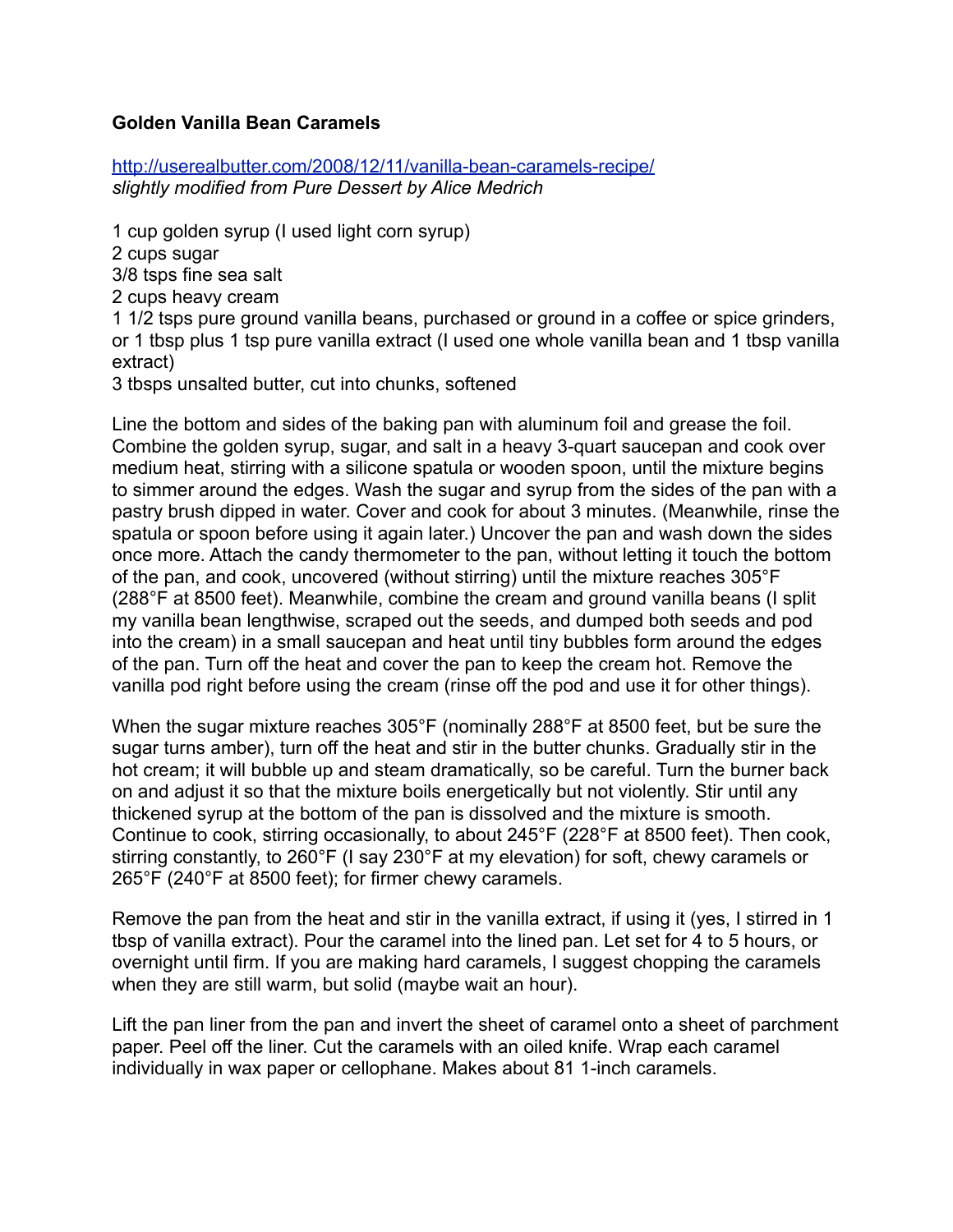**Golden Vanilla Bean Caramels**

[http://userealbutter.com/2008/12/11/vanilla-bean-caramels-recipe/](http://userealbutter.com/2008/12/11/vanilla-bean-caramels-recipe/)
*slightly modified from Pure Dessert by Alice Medrich*

1 cup golden syrup (I used light corn syrup)
2 cups sugar
3/8 tsps fine sea salt
2 cups heavy cream
1 1/2 tsps pure ground vanilla beans, purchased or ground in a coffee or spice grinders, or 1 tbsp plus 1 tsp pure vanilla extract (I used one whole vanilla bean and 1 tbsp vanilla extract)
3 tbsps unsalted butter, cut into chunks, softened

Line the bottom and sides of the baking pan with aluminum foil and grease the foil. Combine the golden syrup, sugar, and salt in a heavy 3-quart saucepan and cook over medium heat, stirring with a silicone spatula or wooden spoon, until the mixture begins to simmer around the edges. Wash the sugar and syrup from the sides of the pan with a pastry brush dipped in water. Cover and cook for about 3 minutes. (Meanwhile, rinse the spatula or spoon before using it again later.) Uncover the pan and wash down the sides once more. Attach the candy thermometer to the pan, without letting it touch the bottom of the pan, and cook, uncovered (without stirring) until the mixture reaches 305°F (288°F at 8500 feet). Meanwhile, combine the cream and ground vanilla beans (I split my vanilla bean lengthwise, scraped out the seeds, and dumped both seeds and pod into the cream) in a small saucepan and heat until tiny bubbles form around the edges of the pan. Turn off the heat and cover the pan to keep the cream hot. Remove the vanilla pod right before using the cream (rinse off the pod and use it for other things).

When the sugar mixture reaches 305°F (nominally 288°F at 8500 feet, but be sure the sugar turns amber), turn off the heat and stir in the butter chunks. Gradually stir in the hot cream; it will bubble up and steam dramatically, so be careful. Turn the burner back on and adjust it so that the mixture boils energetically but not violently. Stir until any thickened syrup at the bottom of the pan is dissolved and the mixture is smooth. Continue to cook, stirring occasionally, to about 245°F (228°F at 8500 feet). Then cook, stirring constantly, to 260°F (I say 230°F at my elevation) for soft, chewy caramels or 265°F (240°F at 8500 feet); for firmer chewy caramels.

Remove the pan from the heat and stir in the vanilla extract, if using it (yes, I stirred in 1 tbsp of vanilla extract). Pour the caramel into the lined pan. Let set for 4 to 5 hours, or overnight until firm. If you are making hard caramels, I suggest chopping the caramels when they are still warm, but solid (maybe wait an hour).

Lift the pan liner from the pan and invert the sheet of caramel onto a sheet of parchment paper. Peel off the liner. Cut the caramels with an oiled knife. Wrap each caramel individually in wax paper or cellophane. Makes about 81 1-inch caramels.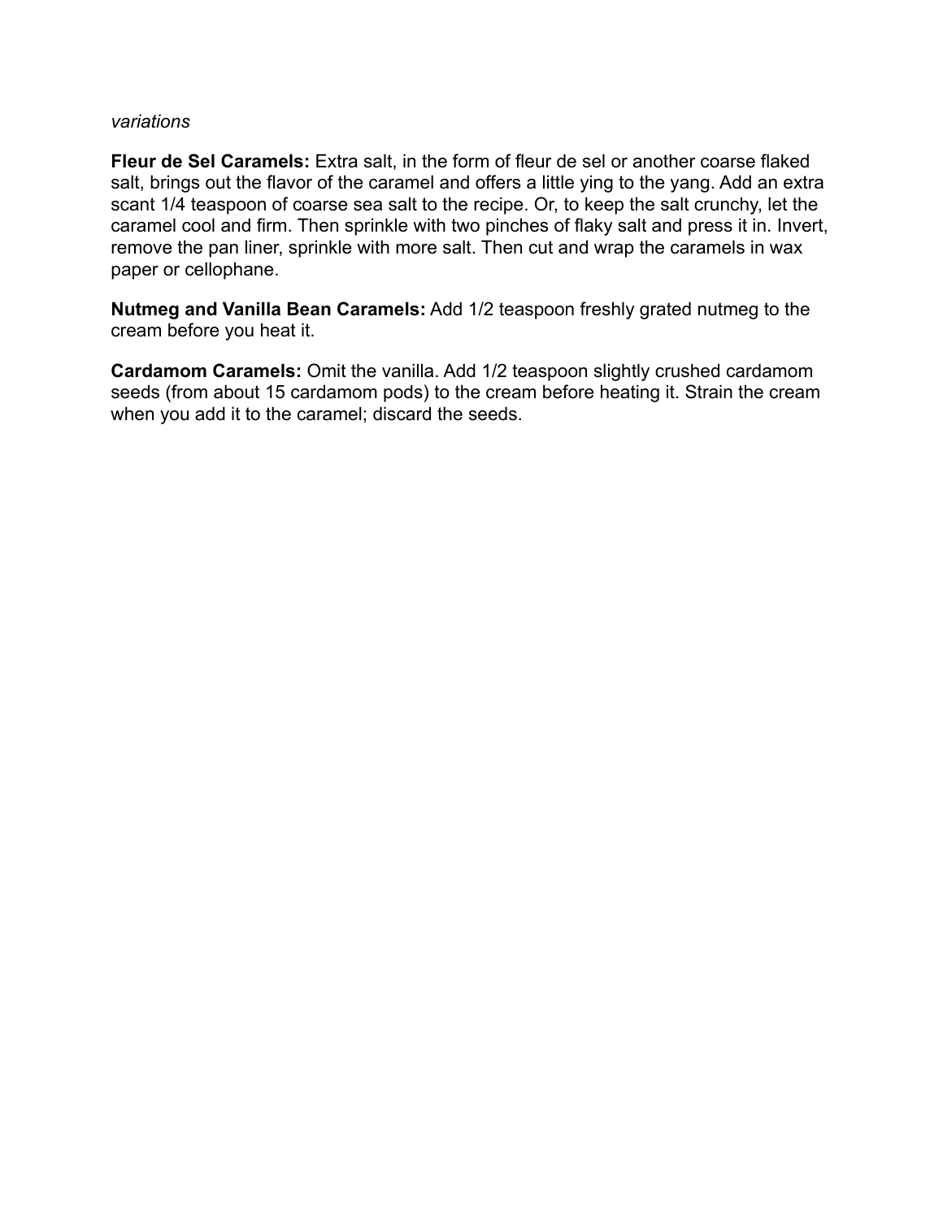*variations*

**Fleur de Sel Caramels:** Extra salt, in the form of fleur de sel or another coarse flaked salt, brings out the flavor of the caramel and offers a little ying to the yang. Add an extra scant 1/4 teaspoon of coarse sea salt to the recipe. Or, to keep the salt crunchy, let the caramel cool and firm. Then sprinkle with two pinches of flaky salt and press it in. Invert, remove the pan liner, sprinkle with more salt. Then cut and wrap the caramels in wax paper or cellophane.

**Nutmeg and Vanilla Bean Caramels:** Add 1/2 teaspoon freshly grated nutmeg to the cream before you heat it.

**Cardamom Caramels:** Omit the vanilla. Add 1/2 teaspoon slightly crushed cardamom seeds (from about 15 cardamom pods) to the cream before heating it. Strain the cream when you add it to the caramel; discard the seeds.